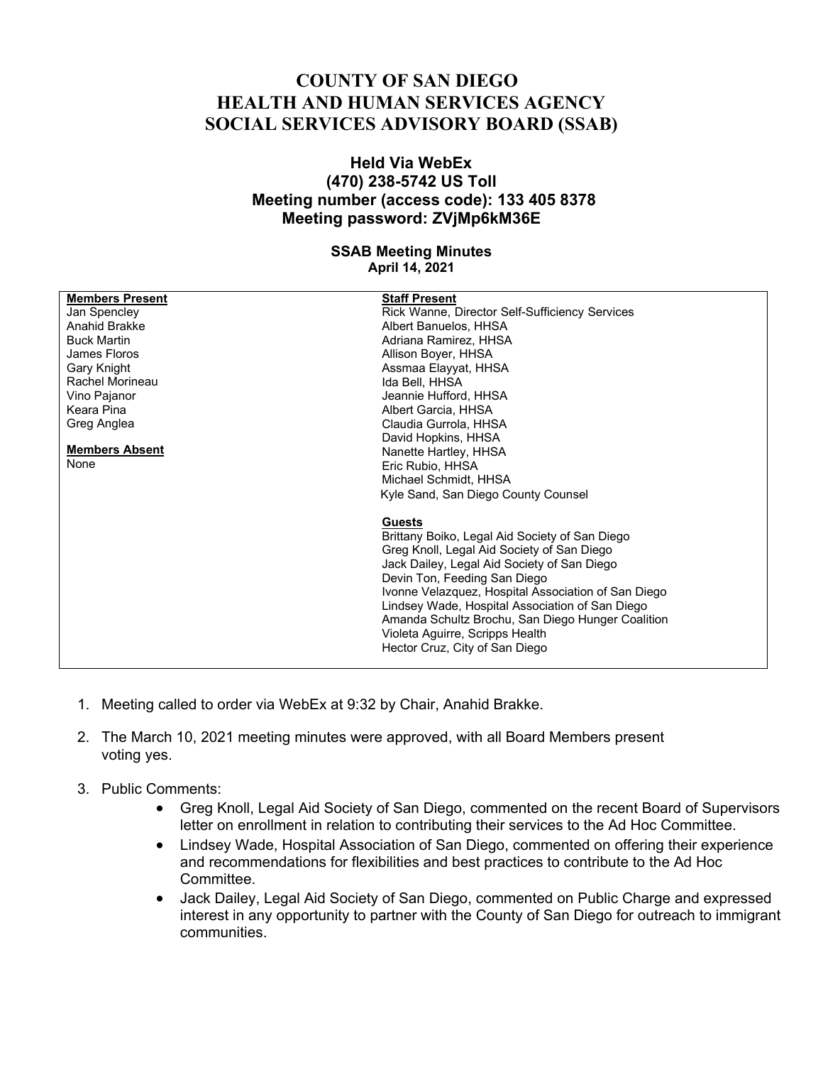# COUNTY OF SAN DIEGO
# HEALTH AND HUMAN SERVICES AGENCY
# SOCIAL SERVICES ADVISORY BOARD (SSAB)

### Held Via WebEx
### (470) 238-5742 US Toll
### Meeting number (access code): 133 405 8378
### Meeting password: ZVjMp6kM36E

**SSAB Meeting Minutes**
**April 14, 2021**

| **Members Present** | **Staff Present** |
|---|---|
| Jan Spencley | Rick Wanne, Director Self-Sufficiency Services |
| Anahid Brakke | Albert Banuelos, HHSA |
| Buck Martin | Adriana Ramirez, HHSA |
| James Floros | Allison Boyer, HHSA |
| Gary Knight | Assmaa Elayyat, HHSA |
| Rachel Morineau | Ida Bell, HHSA |
| Vino Pajanor | Jeannie Hufford, HHSA |
| Keara Pina | Albert Garcia, HHSA |
| Greg Anglea | Claudia Gurrola, HHSA |
| | David Hopkins, HHSA |
| **Members Absent** | Nanette Hartley, HHSA |
| None | Eric Rubio, HHSA |
| | Michael Schmidt, HHSA |
| | Kyle Sand, San Diego County Counsel |
| | |
| | **Guests** |
| | Brittany Boiko, Legal Aid Society of San Diego |
| | Greg Knoll, Legal Aid Society of San Diego |
| | Jack Dailey, Legal Aid Society of San Diego |
| | Devin Ton, Feeding San Diego |
| | Ivonne Velazquez, Hospital Association of San Diego |
| | Lindsey Wade, Hospital Association of San Diego |
| | Amanda Schultz Brochu, San Diego Hunger Coalition |
| | Violeta Aguirre, Scripps Health |
| | Hector Cruz, City of San Diego |

1. Meeting called to order via WebEx at 9:32 by Chair, Anahid Brakke.

2. The March 10, 2021 meeting minutes were approved, with all Board Members present voting yes.

3. Public Comments:
    - Greg Knoll, Legal Aid Society of San Diego, commented on the recent Board of Supervisors letter on enrollment in relation to contributing their services to the Ad Hoc Committee.
    - Lindsey Wade, Hospital Association of San Diego, commented on offering their experience and recommendations for flexibilities and best practices to contribute to the Ad Hoc Committee.
    - Jack Dailey, Legal Aid Society of San Diego, commented on Public Charge and expressed interest in any opportunity to partner with the County of San Diego for outreach to immigrant communities.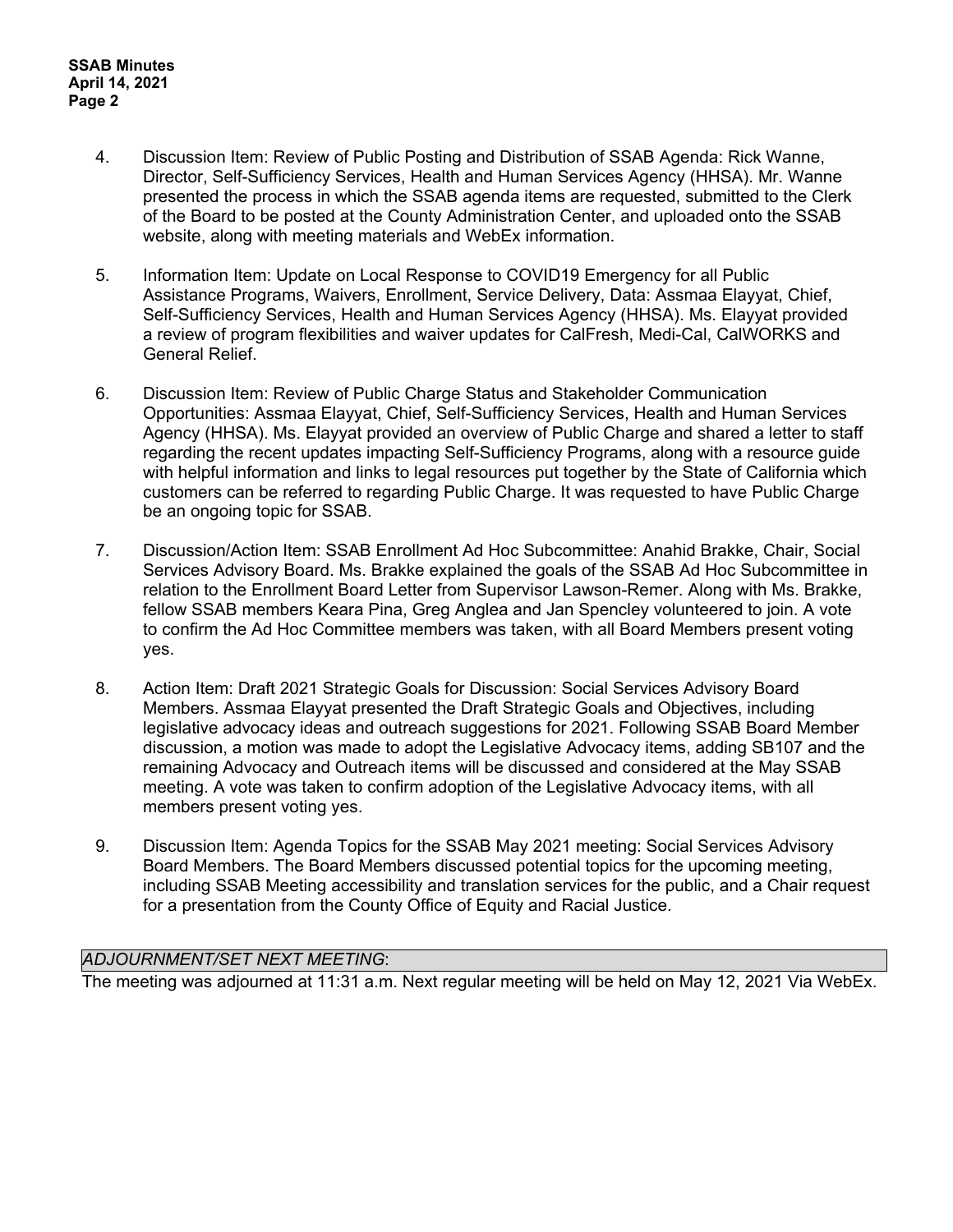4. Discussion Item: Review of Public Posting and Distribution of SSAB Agenda: Rick Wanne, Director, Self-Sufficiency Services, Health and Human Services Agency (HHSA). Mr. Wanne presented the process in which the SSAB agenda items are requested, submitted to the Clerk of the Board to be posted at the County Administration Center, and uploaded onto the SSAB website, along with meeting materials and WebEx information.

5. Information Item: Update on Local Response to COVID19 Emergency for all Public Assistance Programs, Waivers, Enrollment, Service Delivery, Data: Assmaa Elayyat, Chief, Self-Sufficiency Services, Health and Human Services Agency (HHSA). Ms. Elayyat provided a review of program flexibilities and waiver updates for CalFresh, Medi-Cal, CalWORKS and General Relief.

6. Discussion Item: Review of Public Charge Status and Stakeholder Communication Opportunities: Assmaa Elayyat, Chief, Self-Sufficiency Services, Health and Human Services Agency (HHSA). Ms. Elayyat provided an overview of Public Charge and shared a letter to staff regarding the recent updates impacting Self-Sufficiency Programs, along with a resource guide with helpful information and links to legal resources put together by the State of California which customers can be referred to regarding Public Charge. It was requested to have Public Charge be an ongoing topic for SSAB.

7. Discussion/Action Item: SSAB Enrollment Ad Hoc Subcommittee: Anahid Brakke, Chair, Social Services Advisory Board. Ms. Brakke explained the goals of the SSAB Ad Hoc Subcommittee in relation to the Enrollment Board Letter from Supervisor Lawson-Remer. Along with Ms. Brakke, fellow SSAB members Keara Pina, Greg Anglea and Jan Spencley volunteered to join. A vote to confirm the Ad Hoc Committee members was taken, with all Board Members present voting yes.

8. Action Item: Draft 2021 Strategic Goals for Discussion: Social Services Advisory Board Members. Assmaa Elayyat presented the Draft Strategic Goals and Objectives, including legislative advocacy ideas and outreach suggestions for 2021. Following SSAB Board Member discussion, a motion was made to adopt the Legislative Advocacy items, adding SB107 and the remaining Advocacy and Outreach items will be discussed and considered at the May SSAB meeting. A vote was taken to confirm adoption of the Legislative Advocacy items, with all members present voting yes.

9. Discussion Item: Agenda Topics for the SSAB May 2021 meeting: Social Services Advisory Board Members. The Board Members discussed potential topics for the upcoming meeting, including SSAB Meeting accessibility and translation services for the public, and a Chair request for a presentation from the County Office of Equity and Racial Justice.

*ADJOURNMENT/SET NEXT MEETING*:

The meeting was adjourned at 11:31 a.m. Next regular meeting will be held on May 12, 2021 Via WebEx.